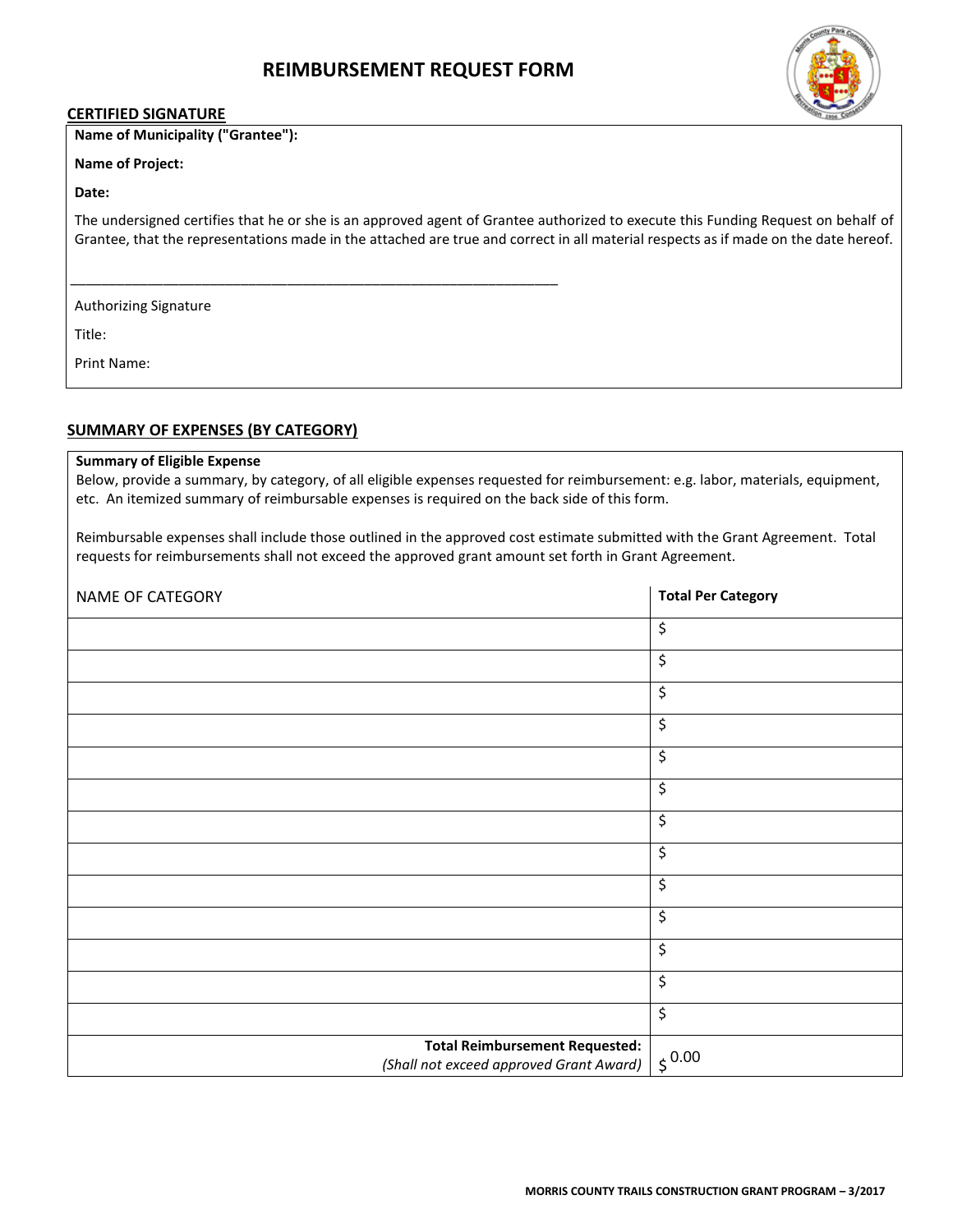# REIMBURSEMENT REQUEST FORM

## CERTIFIED SIGNATURE

**Name of Municipality ("Grantee"):**

**Name of Project:**

**Date:**

The undersigned certifies that he or she is an approved agent of Grantee authorized to execute this Funding Request on behalf of Grantee, that the representations made in the attached are true and correct in all material respects as if made on the date hereof.

\_\_\_\_\_\_\_\_\_\_\_\_\_\_\_\_\_\_\_\_\_\_\_\_\_\_\_\_\_\_\_\_\_\_\_\_\_\_\_\_\_\_\_\_\_\_\_\_\_\_\_\_\_\_\_\_

Authorizing Signature

Title:

Print Name:

## SUMMARY OF EXPENSES (BY CATEGORY)

**Summary of Eligible Expense**

Below, provide a summary, by category, of all eligible expenses requested for reimbursement: e.g. labor, materials, equipment, etc. An itemized summary of reimbursable expenses is required on the back side of this form.

Reimbursable expenses shall include those outlined in the approved cost estimate submitted with the Grant Agreement. Total requests for reimbursements shall not exceed the approved grant amount set forth in Grant Agreement.

| NAME OF CATEGORY | **Total Per Category** |
|---|---|
| | $ |
| | $ |
| | $ |
| | $ |
| | $ |
| | $ |
| | $ |
| | $ |
| | $ |
| | $ |
| | $ |
| | $ |
| | $ |
| **Total Reimbursement Requested:** *(Shall not exceed approved Grant Award)* | $ 0.00 |

MORRIS COUNTY TRAILS CONSTRUCTION GRANT PROGRAM – 3/2017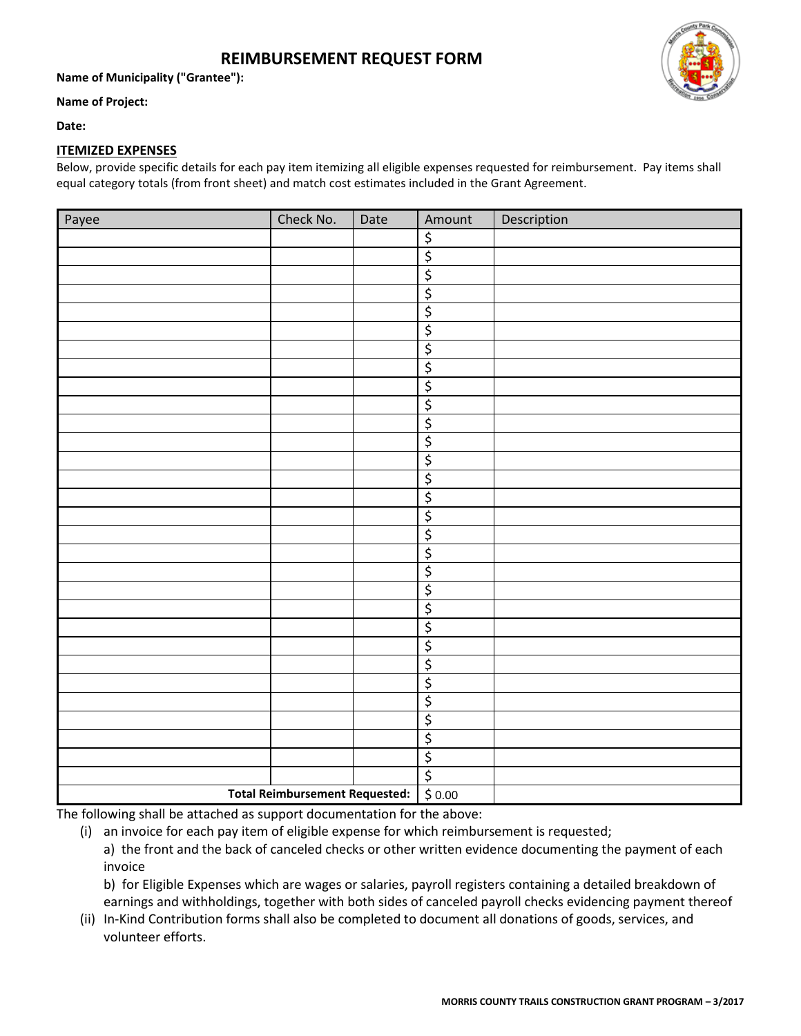# REIMBURSEMENT REQUEST FORM

**Name of Municipality ("Grantee"):**

**Name of Project:**

**Date:**

**ITEMIZED EXPENSES**

Below, provide specific details for each pay item itemizing all eligible expenses requested for reimbursement. Pay items shall equal category totals (from front sheet) and match cost estimates included in the Grant Agreement.

| Payee | Check No. | Date | Amount | Description |
|---|---|---|---|---|
| | | | $ | |
| | | | $ | |
| | | | $ | |
| | | | $ | |
| | | | $ | |
| | | | $ | |
| | | | $ | |
| | | | $ | |
| | | | $ | |
| | | | $ | |
| | | | $ | |
| | | | $ | |
| | | | $ | |
| | | | $ | |
| | | | $ | |
| | | | $ | |
| | | | $ | |
| | | | $ | |
| | | | $ | |
| | | | $ | |
| | | | $ | |
| | | | $ | |
| | | | $ | |
| | | | $ | |
| | | | $ | |
| | | | $ | |
| | | | $ | |
| | | | $ | |
| | | | $ | |
| | | | $ | |
| **Total Reimbursement Requested:** | | | $ 0.00 | |

The following shall be attached as support documentation for the above:

(i) an invoice for each pay item of eligible expense for which reimbursement is requested;
   a) the front and the back of canceled checks or other written evidence documenting the payment of each invoice
   b) for Eligible Expenses which are wages or salaries, payroll registers containing a detailed breakdown of earnings and withholdings, together with both sides of canceled payroll checks evidencing payment thereof

(ii) In-Kind Contribution forms shall also be completed to document all donations of goods, services, and volunteer efforts.

MORRIS COUNTY TRAILS CONSTRUCTION GRANT PROGRAM – 3/2017